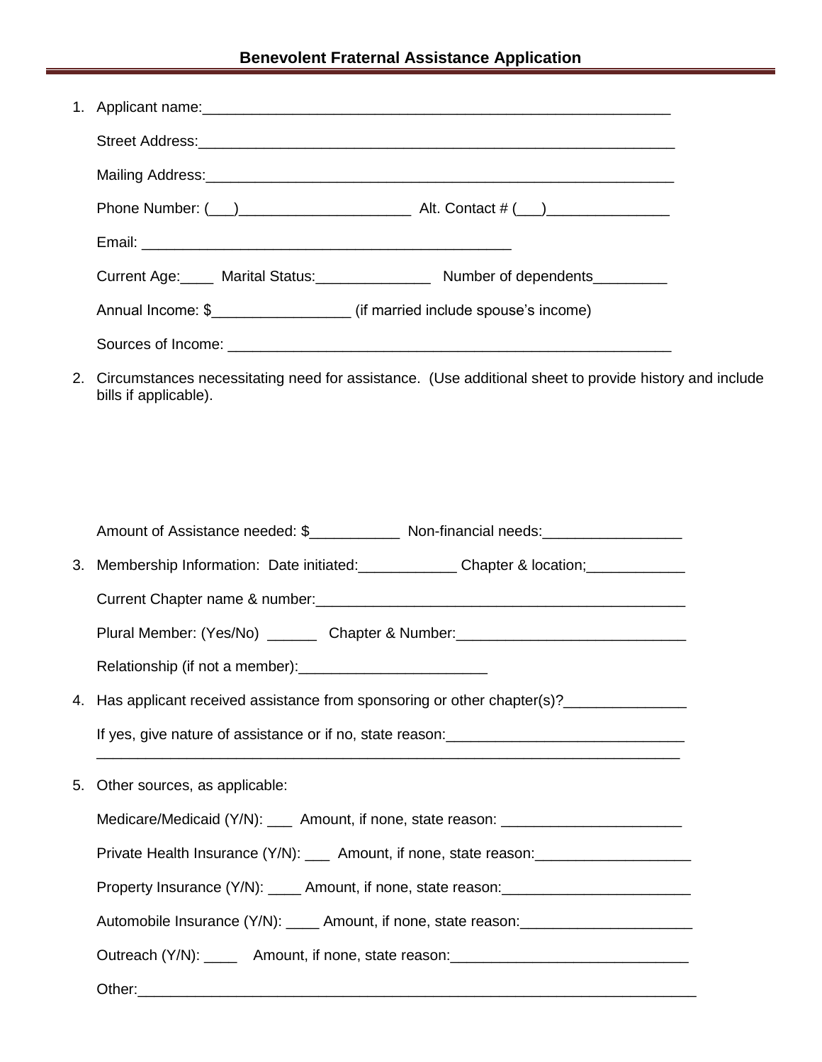# Benevolent Fraternal Assistance Application

1. Applicant name:____________________________________________________________

   Street Address:____________________________________________________________

   Mailing Address:___________________________________________________________

   Phone Number: (___)_____________________ Alt. Contact # (___)_______________

   Email: _______________________________________________

   Current Age:____ Marital Status:______________ Number of dependents_________

   Annual Income: $_________________ (if married include spouse's income)

   Sources of Income: ________________________________________________________

2. Circumstances necessitating need for assistance. (Use additional sheet to provide history and include bills if applicable).

   Amount of Assistance needed: $___________ Non-financial needs:_________________

3. Membership Information: Date initiated:____________ Chapter & location;____________

   Current Chapter name & number:_____________________________________________

   Plural Member: (Yes/No) ______ Chapter & Number:____________________________

   Relationship (if not a member):_______________________

4. Has applicant received assistance from sponsoring or other chapter(s)?_______________

   If yes, give nature of assistance or if no, state reason:_____________________________
   ___________________________________________________________________________

5. Other sources, as applicable:

   Medicare/Medicaid (Y/N): ___ Amount, if none, state reason: ______________________

   Private Health Insurance (Y/N): ___ Amount, if none, state reason:___________________

   Property Insurance (Y/N): ____ Amount, if none, state reason:_______________________

   Automobile Insurance (Y/N): ____ Amount, if none, state reason:_____________________

   Outreach (Y/N): ____ Amount, if none, state reason:_____________________________

   Other:_______________________________________________________________________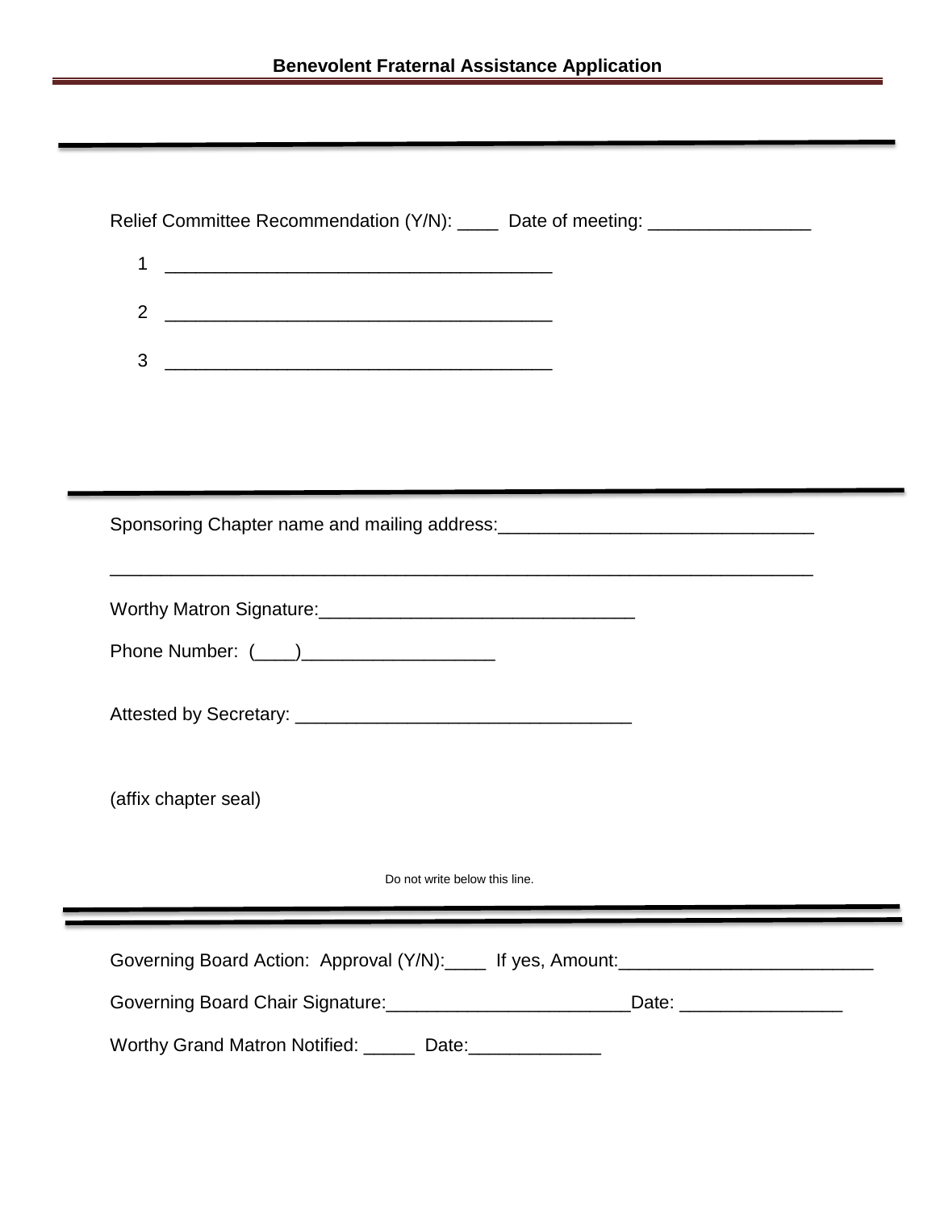**Benevolent Fraternal Assistance Application**

---

---

Relief Committee Recommendation (Y/N): ____ Date of meeting: ________________

1 _____________________________________

2 _____________________________________

3 _____________________________________

---

Sponsoring Chapter name and mailing address:_______________________________

____________________________________________________________________

Worthy Matron Signature:______________________________

Phone Number: (____)___________________

Attested by Secretary: ________________________________

(affix chapter seal)

Do not write below this line.

---

Governing Board Action: Approval (Y/N):____ If yes, Amount:_________________________

Governing Board Chair Signature:________________________Date: ________________

Worthy Grand Matron Notified: _____ Date:_____________